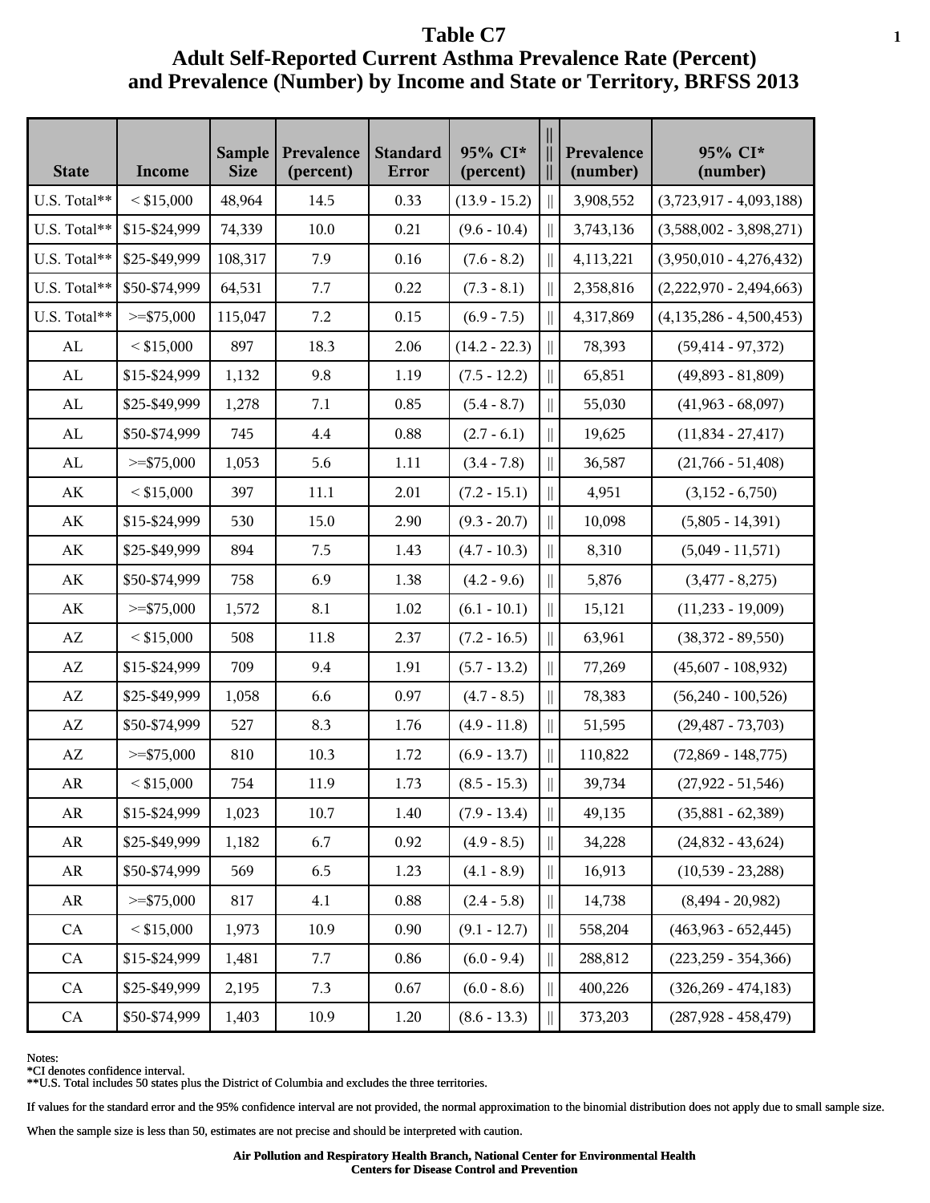# Table C7
## Adult Self-Reported Current Asthma Prevalence Rate (Percent) and Prevalence (Number) by Income and State or Territory, BRFSS 2013

| State | Income | Sample Size | Prevalence (percent) | Standard Error | 95% CI* (percent) | \|\| | Prevalence (number) | 95% CI* (number) |
|---|---|---|---|---|---|---|---|---|
| U.S. Total** | < $15,000 | 48,964 | 14.5 | 0.33 | (13.9 - 15.2) | \|\| | 3,908,552 | (3,723,917 - 4,093,188) |
| U.S. Total** | $15-$24,999 | 74,339 | 10.0 | 0.21 | (9.6 - 10.4) | \|\| | 3,743,136 | (3,588,002 - 3,898,271) |
| U.S. Total** | $25-$49,999 | 108,317 | 7.9 | 0.16 | (7.6 - 8.2) | \|\| | 4,113,221 | (3,950,010 - 4,276,432) |
| U.S. Total** | $50-$74,999 | 64,531 | 7.7 | 0.22 | (7.3 - 8.1) | \|\| | 2,358,816 | (2,222,970 - 2,494,663) |
| U.S. Total** | >=$75,000 | 115,047 | 7.2 | 0.15 | (6.9 - 7.5) | \|\| | 4,317,869 | (4,135,286 - 4,500,453) |
| AL | < $15,000 | 897 | 18.3 | 2.06 | (14.2 - 22.3) | \|\| | 78,393 | (59,414 - 97,372) |
| AL | $15-$24,999 | 1,132 | 9.8 | 1.19 | (7.5 - 12.2) | \|\| | 65,851 | (49,893 - 81,809) |
| AL | $25-$49,999 | 1,278 | 7.1 | 0.85 | (5.4 - 8.7) | \|\| | 55,030 | (41,963 - 68,097) |
| AL | $50-$74,999 | 745 | 4.4 | 0.88 | (2.7 - 6.1) | \|\| | 19,625 | (11,834 - 27,417) |
| AL | >=$75,000 | 1,053 | 5.6 | 1.11 | (3.4 - 7.8) | \|\| | 36,587 | (21,766 - 51,408) |
| AK | < $15,000 | 397 | 11.1 | 2.01 | (7.2 - 15.1) | \|\| | 4,951 | (3,152 - 6,750) |
| AK | $15-$24,999 | 530 | 15.0 | 2.90 | (9.3 - 20.7) | \|\| | 10,098 | (5,805 - 14,391) |
| AK | $25-$49,999 | 894 | 7.5 | 1.43 | (4.7 - 10.3) | \|\| | 8,310 | (5,049 - 11,571) |
| AK | $50-$74,999 | 758 | 6.9 | 1.38 | (4.2 - 9.6) | \|\| | 5,876 | (3,477 - 8,275) |
| AK | >=$75,000 | 1,572 | 8.1 | 1.02 | (6.1 - 10.1) | \|\| | 15,121 | (11,233 - 19,009) |
| AZ | < $15,000 | 508 | 11.8 | 2.37 | (7.2 - 16.5) | \|\| | 63,961 | (38,372 - 89,550) |
| AZ | $15-$24,999 | 709 | 9.4 | 1.91 | (5.7 - 13.2) | \|\| | 77,269 | (45,607 - 108,932) |
| AZ | $25-$49,999 | 1,058 | 6.6 | 0.97 | (4.7 - 8.5) | \|\| | 78,383 | (56,240 - 100,526) |
| AZ | $50-$74,999 | 527 | 8.3 | 1.76 | (4.9 - 11.8) | \|\| | 51,595 | (29,487 - 73,703) |
| AZ | >=$75,000 | 810 | 10.3 | 1.72 | (6.9 - 13.7) | \|\| | 110,822 | (72,869 - 148,775) |
| AR | < $15,000 | 754 | 11.9 | 1.73 | (8.5 - 15.3) | \|\| | 39,734 | (27,922 - 51,546) |
| AR | $15-$24,999 | 1,023 | 10.7 | 1.40 | (7.9 - 13.4) | \|\| | 49,135 | (35,881 - 62,389) |
| AR | $25-$49,999 | 1,182 | 6.7 | 0.92 | (4.9 - 8.5) | \|\| | 34,228 | (24,832 - 43,624) |
| AR | $50-$74,999 | 569 | 6.5 | 1.23 | (4.1 - 8.9) | \|\| | 16,913 | (10,539 - 23,288) |
| AR | >=$75,000 | 817 | 4.1 | 0.88 | (2.4 - 5.8) | \|\| | 14,738 | (8,494 - 20,982) |
| CA | < $15,000 | 1,973 | 10.9 | 0.90 | (9.1 - 12.7) | \|\| | 558,204 | (463,963 - 652,445) |
| CA | $15-$24,999 | 1,481 | 7.7 | 0.86 | (6.0 - 9.4) | \|\| | 288,812 | (223,259 - 354,366) |
| CA | $25-$49,999 | 2,195 | 7.3 | 0.67 | (6.0 - 8.6) | \|\| | 400,226 | (326,269 - 474,183) |
| CA | $50-$74,999 | 1,403 | 10.9 | 1.20 | (8.6 - 13.3) | \|\| | 373,203 | (287,928 - 458,479) |

Notes:
*CI denotes confidence interval.
**U.S. Total includes 50 states plus the District of Columbia and excludes the three territories.

If values for the standard error and the 95% confidence interval are not provided, the normal approximation to the binomial distribution does not apply due to small sample size.

When the sample size is less than 50, estimates are not precise and should be interpreted with caution.

**Air Pollution and Respiratory Health Branch, National Center for Environmental Health**
**Centers for Disease Control and Prevention**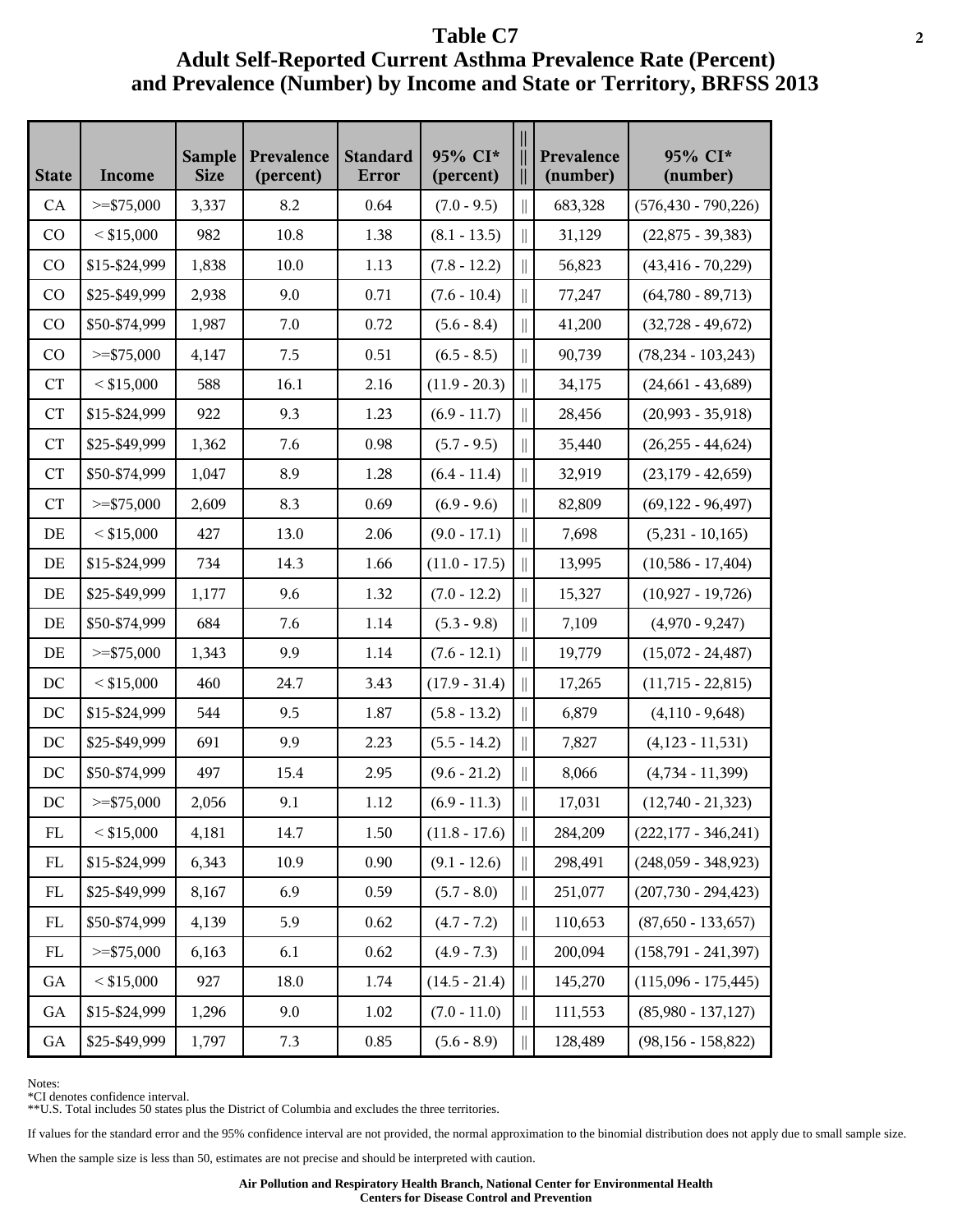# Table C7

## Adult Self-Reported Current Asthma Prevalence Rate (Percent) and Prevalence (Number) by Income and State or Territory, BRFSS 2013

| State | Income | Sample Size | Prevalence (percent) | Standard Error | 95% CI* (percent) | &#124;&#124; | Prevalence (number) | 95% CI* (number) |
|---|---|---|---|---|---|---|---|---|
| CA | >=$75,000 | 3,337 | 8.2 | 0.64 | (7.0 - 9.5) | &#124;&#124; | 683,328 | (576,430 - 790,226) |
| CO | < $15,000 | 982 | 10.8 | 1.38 | (8.1 - 13.5) | &#124;&#124; | 31,129 | (22,875 - 39,383) |
| CO | $15-$24,999 | 1,838 | 10.0 | 1.13 | (7.8 - 12.2) | &#124;&#124; | 56,823 | (43,416 - 70,229) |
| CO | $25-$49,999 | 2,938 | 9.0 | 0.71 | (7.6 - 10.4) | &#124;&#124; | 77,247 | (64,780 - 89,713) |
| CO | $50-$74,999 | 1,987 | 7.0 | 0.72 | (5.6 - 8.4) | &#124;&#124; | 41,200 | (32,728 - 49,672) |
| CO | >=$75,000 | 4,147 | 7.5 | 0.51 | (6.5 - 8.5) | &#124;&#124; | 90,739 | (78,234 - 103,243) |
| CT | < $15,000 | 588 | 16.1 | 2.16 | (11.9 - 20.3) | &#124;&#124; | 34,175 | (24,661 - 43,689) |
| CT | $15-$24,999 | 922 | 9.3 | 1.23 | (6.9 - 11.7) | &#124;&#124; | 28,456 | (20,993 - 35,918) |
| CT | $25-$49,999 | 1,362 | 7.6 | 0.98 | (5.7 - 9.5) | &#124;&#124; | 35,440 | (26,255 - 44,624) |
| CT | $50-$74,999 | 1,047 | 8.9 | 1.28 | (6.4 - 11.4) | &#124;&#124; | 32,919 | (23,179 - 42,659) |
| CT | >=$75,000 | 2,609 | 8.3 | 0.69 | (6.9 - 9.6) | &#124;&#124; | 82,809 | (69,122 - 96,497) |
| DE | < $15,000 | 427 | 13.0 | 2.06 | (9.0 - 17.1) | &#124;&#124; | 7,698 | (5,231 - 10,165) |
| DE | $15-$24,999 | 734 | 14.3 | 1.66 | (11.0 - 17.5) | &#124;&#124; | 13,995 | (10,586 - 17,404) |
| DE | $25-$49,999 | 1,177 | 9.6 | 1.32 | (7.0 - 12.2) | &#124;&#124; | 15,327 | (10,927 - 19,726) |
| DE | $50-$74,999 | 684 | 7.6 | 1.14 | (5.3 - 9.8) | &#124;&#124; | 7,109 | (4,970 - 9,247) |
| DE | >=$75,000 | 1,343 | 9.9 | 1.14 | (7.6 - 12.1) | &#124;&#124; | 19,779 | (15,072 - 24,487) |
| DC | < $15,000 | 460 | 24.7 | 3.43 | (17.9 - 31.4) | &#124;&#124; | 17,265 | (11,715 - 22,815) |
| DC | $15-$24,999 | 544 | 9.5 | 1.87 | (5.8 - 13.2) | &#124;&#124; | 6,879 | (4,110 - 9,648) |
| DC | $25-$49,999 | 691 | 9.9 | 2.23 | (5.5 - 14.2) | &#124;&#124; | 7,827 | (4,123 - 11,531) |
| DC | $50-$74,999 | 497 | 15.4 | 2.95 | (9.6 - 21.2) | &#124;&#124; | 8,066 | (4,734 - 11,399) |
| DC | >=$75,000 | 2,056 | 9.1 | 1.12 | (6.9 - 11.3) | &#124;&#124; | 17,031 | (12,740 - 21,323) |
| FL | < $15,000 | 4,181 | 14.7 | 1.50 | (11.8 - 17.6) | &#124;&#124; | 284,209 | (222,177 - 346,241) |
| FL | $15-$24,999 | 6,343 | 10.9 | 0.90 | (9.1 - 12.6) | &#124;&#124; | 298,491 | (248,059 - 348,923) |
| FL | $25-$49,999 | 8,167 | 6.9 | 0.59 | (5.7 - 8.0) | &#124;&#124; | 251,077 | (207,730 - 294,423) |
| FL | $50-$74,999 | 4,139 | 5.9 | 0.62 | (4.7 - 7.2) | &#124;&#124; | 110,653 | (87,650 - 133,657) |
| FL | >=$75,000 | 6,163 | 6.1 | 0.62 | (4.9 - 7.3) | &#124;&#124; | 200,094 | (158,791 - 241,397) |
| GA | < $15,000 | 927 | 18.0 | 1.74 | (14.5 - 21.4) | &#124;&#124; | 145,270 | (115,096 - 175,445) |
| GA | $15-$24,999 | 1,296 | 9.0 | 1.02 | (7.0 - 11.0) | &#124;&#124; | 111,553 | (85,980 - 137,127) |
| GA | $25-$49,999 | 1,797 | 7.3 | 0.85 | (5.6 - 8.9) | &#124;&#124; | 128,489 | (98,156 - 158,822) |

Notes:
*CI denotes confidence interval.
**U.S. Total includes 50 states plus the District of Columbia and excludes the three territories.

If values for the standard error and the 95% confidence interval are not provided, the normal approximation to the binomial distribution does not apply due to small sample size.

When the sample size is less than 50, estimates are not precise and should be interpreted with caution.

**Air Pollution and Respiratory Health Branch, National Center for Environmental Health**
**Centers for Disease Control and Prevention**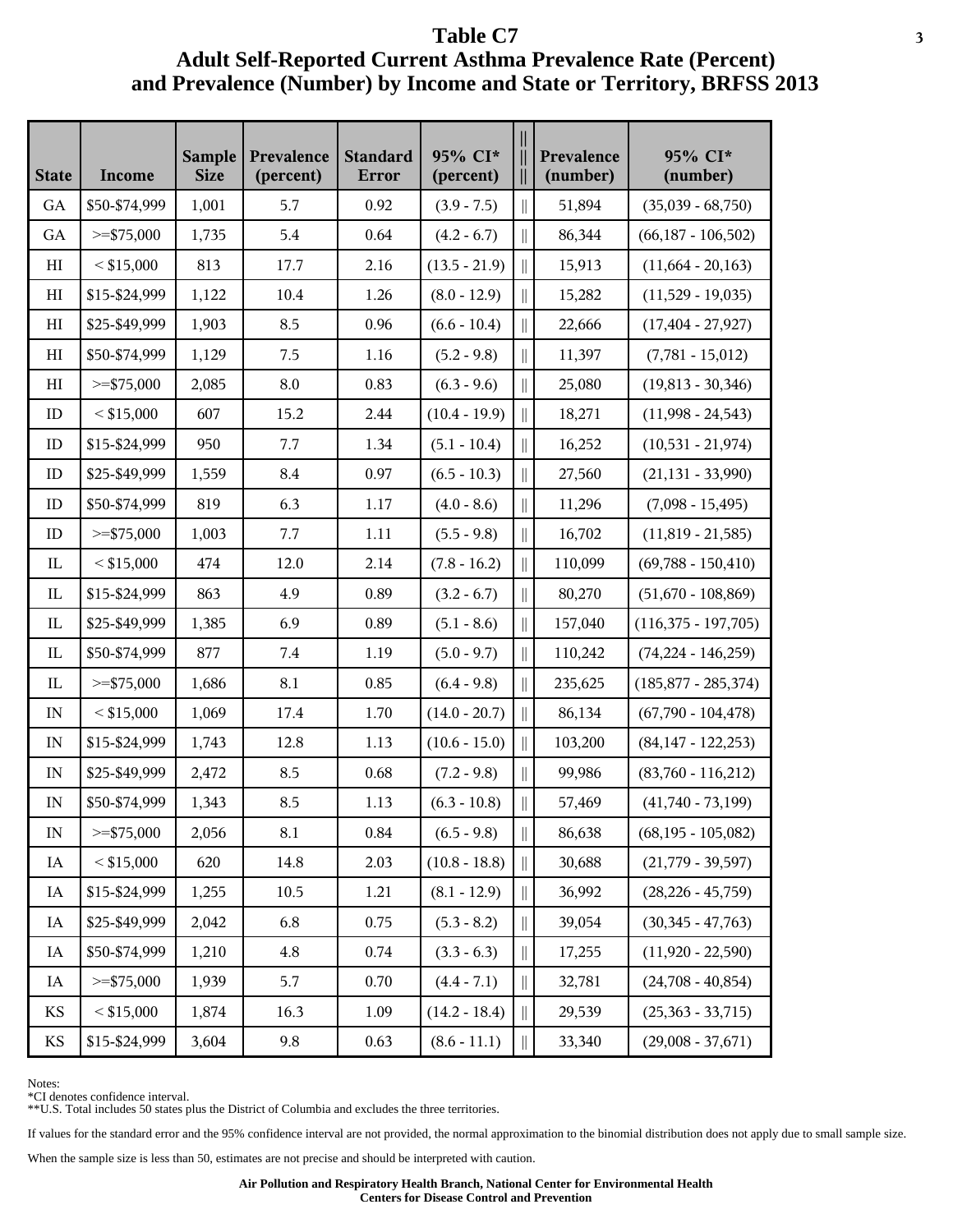# Table C7

## Adult Self-Reported Current Asthma Prevalence Rate (Percent) and Prevalence (Number) by Income and State or Territory, BRFSS 2013

| State | Income | Sample Size | Prevalence (percent) | Standard Error | 95% CI* (percent) | \|\| | Prevalence (number) | 95% CI* (number) |
|---|---|---|---|---|---|---|---|---|
| GA | $50-$74,999 | 1,001 | 5.7 | 0.92 | (3.9 - 7.5) | \|\| | 51,894 | (35,039 - 68,750) |
| GA | >=$75,000 | 1,735 | 5.4 | 0.64 | (4.2 - 6.7) | \|\| | 86,344 | (66,187 - 106,502) |
| HI | < $15,000 | 813 | 17.7 | 2.16 | (13.5 - 21.9) | \|\| | 15,913 | (11,664 - 20,163) |
| HI | $15-$24,999 | 1,122 | 10.4 | 1.26 | (8.0 - 12.9) | \|\| | 15,282 | (11,529 - 19,035) |
| HI | $25-$49,999 | 1,903 | 8.5 | 0.96 | (6.6 - 10.4) | \|\| | 22,666 | (17,404 - 27,927) |
| HI | $50-$74,999 | 1,129 | 7.5 | 1.16 | (5.2 - 9.8) | \|\| | 11,397 | (7,781 - 15,012) |
| HI | >=$75,000 | 2,085 | 8.0 | 0.83 | (6.3 - 9.6) | \|\| | 25,080 | (19,813 - 30,346) |
| ID | < $15,000 | 607 | 15.2 | 2.44 | (10.4 - 19.9) | \|\| | 18,271 | (11,998 - 24,543) |
| ID | $15-$24,999 | 950 | 7.7 | 1.34 | (5.1 - 10.4) | \|\| | 16,252 | (10,531 - 21,974) |
| ID | $25-$49,999 | 1,559 | 8.4 | 0.97 | (6.5 - 10.3) | \|\| | 27,560 | (21,131 - 33,990) |
| ID | $50-$74,999 | 819 | 6.3 | 1.17 | (4.0 - 8.6) | \|\| | 11,296 | (7,098 - 15,495) |
| ID | >=$75,000 | 1,003 | 7.7 | 1.11 | (5.5 - 9.8) | \|\| | 16,702 | (11,819 - 21,585) |
| IL | < $15,000 | 474 | 12.0 | 2.14 | (7.8 - 16.2) | \|\| | 110,099 | (69,788 - 150,410) |
| IL | $15-$24,999 | 863 | 4.9 | 0.89 | (3.2 - 6.7) | \|\| | 80,270 | (51,670 - 108,869) |
| IL | $25-$49,999 | 1,385 | 6.9 | 0.89 | (5.1 - 8.6) | \|\| | 157,040 | (116,375 - 197,705) |
| IL | $50-$74,999 | 877 | 7.4 | 1.19 | (5.0 - 9.7) | \|\| | 110,242 | (74,224 - 146,259) |
| IL | >=$75,000 | 1,686 | 8.1 | 0.85 | (6.4 - 9.8) | \|\| | 235,625 | (185,877 - 285,374) |
| IN | < $15,000 | 1,069 | 17.4 | 1.70 | (14.0 - 20.7) | \|\| | 86,134 | (67,790 - 104,478) |
| IN | $15-$24,999 | 1,743 | 12.8 | 1.13 | (10.6 - 15.0) | \|\| | 103,200 | (84,147 - 122,253) |
| IN | $25-$49,999 | 2,472 | 8.5 | 0.68 | (7.2 - 9.8) | \|\| | 99,986 | (83,760 - 116,212) |
| IN | $50-$74,999 | 1,343 | 8.5 | 1.13 | (6.3 - 10.8) | \|\| | 57,469 | (41,740 - 73,199) |
| IN | >=$75,000 | 2,056 | 8.1 | 0.84 | (6.5 - 9.8) | \|\| | 86,638 | (68,195 - 105,082) |
| IA | < $15,000 | 620 | 14.8 | 2.03 | (10.8 - 18.8) | \|\| | 30,688 | (21,779 - 39,597) |
| IA | $15-$24,999 | 1,255 | 10.5 | 1.21 | (8.1 - 12.9) | \|\| | 36,992 | (28,226 - 45,759) |
| IA | $25-$49,999 | 2,042 | 6.8 | 0.75 | (5.3 - 8.2) | \|\| | 39,054 | (30,345 - 47,763) |
| IA | $50-$74,999 | 1,210 | 4.8 | 0.74 | (3.3 - 6.3) | \|\| | 17,255 | (11,920 - 22,590) |
| IA | >=$75,000 | 1,939 | 5.7 | 0.70 | (4.4 - 7.1) | \|\| | 32,781 | (24,708 - 40,854) |
| KS | < $15,000 | 1,874 | 16.3 | 1.09 | (14.2 - 18.4) | \|\| | 29,539 | (25,363 - 33,715) |
| KS | $15-$24,999 | 3,604 | 9.8 | 0.63 | (8.6 - 11.1) | \|\| | 33,340 | (29,008 - 37,671) |

Notes:
*CI denotes confidence interval.
**U.S. Total includes 50 states plus the District of Columbia and excludes the three territories.

If values for the standard error and the 95% confidence interval are not provided, the normal approximation to the binomial distribution does not apply due to small sample size.

When the sample size is less than 50, estimates are not precise and should be interpreted with caution.

**Air Pollution and Respiratory Health Branch, National Center for Environmental Health**
**Centers for Disease Control and Prevention**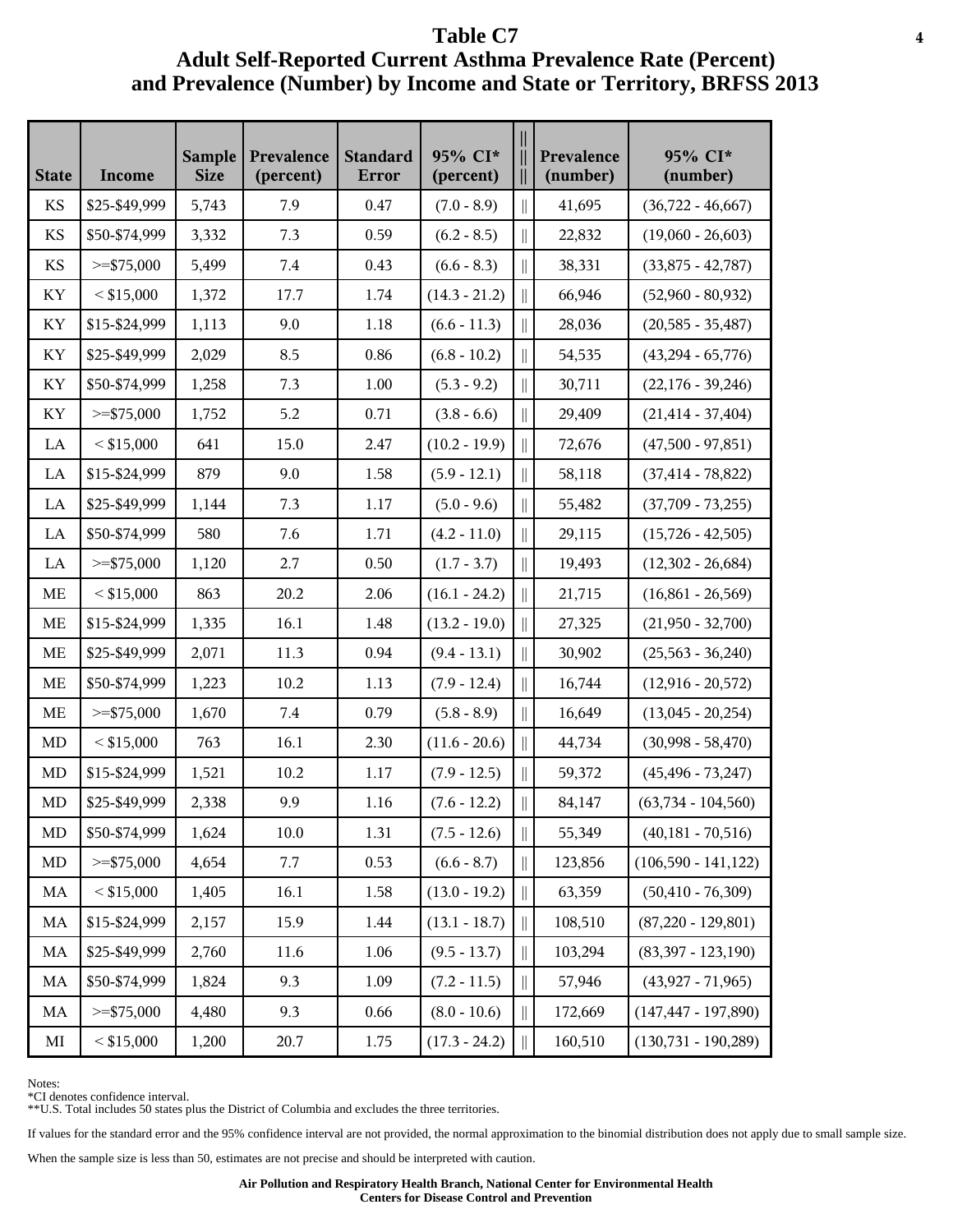# Table C7

## Adult Self-Reported Current Asthma Prevalence Rate (Percent) and Prevalence (Number) by Income and State or Territory, BRFSS 2013

| State | Income | Sample Size | Prevalence (percent) | Standard Error | 95% CI* (percent) | \|\| | Prevalence (number) | 95% CI* (number) |
|---|---|---|---|---|---|---|---|---|
| KS | $25-$49,999 | 5,743 | 7.9 | 0.47 | (7.0 - 8.9) | \|\| | 41,695 | (36,722 - 46,667) |
| KS | $50-$74,999 | 3,332 | 7.3 | 0.59 | (6.2 - 8.5) | \|\| | 22,832 | (19,060 - 26,603) |
| KS | >=$75,000 | 5,499 | 7.4 | 0.43 | (6.6 - 8.3) | \|\| | 38,331 | (33,875 - 42,787) |
| KY | < $15,000 | 1,372 | 17.7 | 1.74 | (14.3 - 21.2) | \|\| | 66,946 | (52,960 - 80,932) |
| KY | $15-$24,999 | 1,113 | 9.0 | 1.18 | (6.6 - 11.3) | \|\| | 28,036 | (20,585 - 35,487) |
| KY | $25-$49,999 | 2,029 | 8.5 | 0.86 | (6.8 - 10.2) | \|\| | 54,535 | (43,294 - 65,776) |
| KY | $50-$74,999 | 1,258 | 7.3 | 1.00 | (5.3 - 9.2) | \|\| | 30,711 | (22,176 - 39,246) |
| KY | >=$75,000 | 1,752 | 5.2 | 0.71 | (3.8 - 6.6) | \|\| | 29,409 | (21,414 - 37,404) |
| LA | < $15,000 | 641 | 15.0 | 2.47 | (10.2 - 19.9) | \|\| | 72,676 | (47,500 - 97,851) |
| LA | $15-$24,999 | 879 | 9.0 | 1.58 | (5.9 - 12.1) | \|\| | 58,118 | (37,414 - 78,822) |
| LA | $25-$49,999 | 1,144 | 7.3 | 1.17 | (5.0 - 9.6) | \|\| | 55,482 | (37,709 - 73,255) |
| LA | $50-$74,999 | 580 | 7.6 | 1.71 | (4.2 - 11.0) | \|\| | 29,115 | (15,726 - 42,505) |
| LA | >=$75,000 | 1,120 | 2.7 | 0.50 | (1.7 - 3.7) | \|\| | 19,493 | (12,302 - 26,684) |
| ME | < $15,000 | 863 | 20.2 | 2.06 | (16.1 - 24.2) | \|\| | 21,715 | (16,861 - 26,569) |
| ME | $15-$24,999 | 1,335 | 16.1 | 1.48 | (13.2 - 19.0) | \|\| | 27,325 | (21,950 - 32,700) |
| ME | $25-$49,999 | 2,071 | 11.3 | 0.94 | (9.4 - 13.1) | \|\| | 30,902 | (25,563 - 36,240) |
| ME | $50-$74,999 | 1,223 | 10.2 | 1.13 | (7.9 - 12.4) | \|\| | 16,744 | (12,916 - 20,572) |
| ME | >=$75,000 | 1,670 | 7.4 | 0.79 | (5.8 - 8.9) | \|\| | 16,649 | (13,045 - 20,254) |
| MD | < $15,000 | 763 | 16.1 | 2.30 | (11.6 - 20.6) | \|\| | 44,734 | (30,998 - 58,470) |
| MD | $15-$24,999 | 1,521 | 10.2 | 1.17 | (7.9 - 12.5) | \|\| | 59,372 | (45,496 - 73,247) |
| MD | $25-$49,999 | 2,338 | 9.9 | 1.16 | (7.6 - 12.2) | \|\| | 84,147 | (63,734 - 104,560) |
| MD | $50-$74,999 | 1,624 | 10.0 | 1.31 | (7.5 - 12.6) | \|\| | 55,349 | (40,181 - 70,516) |
| MD | >=$75,000 | 4,654 | 7.7 | 0.53 | (6.6 - 8.7) | \|\| | 123,856 | (106,590 - 141,122) |
| MA | < $15,000 | 1,405 | 16.1 | 1.58 | (13.0 - 19.2) | \|\| | 63,359 | (50,410 - 76,309) |
| MA | $15-$24,999 | 2,157 | 15.9 | 1.44 | (13.1 - 18.7) | \|\| | 108,510 | (87,220 - 129,801) |
| MA | $25-$49,999 | 2,760 | 11.6 | 1.06 | (9.5 - 13.7) | \|\| | 103,294 | (83,397 - 123,190) |
| MA | $50-$74,999 | 1,824 | 9.3 | 1.09 | (7.2 - 11.5) | \|\| | 57,946 | (43,927 - 71,965) |
| MA | >=$75,000 | 4,480 | 9.3 | 0.66 | (8.0 - 10.6) | \|\| | 172,669 | (147,447 - 197,890) |
| MI | < $15,000 | 1,200 | 20.7 | 1.75 | (17.3 - 24.2) | \|\| | 160,510 | (130,731 - 190,289) |

Notes:
*CI denotes confidence interval.
**U.S. Total includes 50 states plus the District of Columbia and excludes the three territories.

If values for the standard error and the 95% confidence interval are not provided, the normal approximation to the binomial distribution does not apply due to small sample size.

When the sample size is less than 50, estimates are not precise and should be interpreted with caution.

**Air Pollution and Respiratory Health Branch, National Center for Environmental Health**
**Centers for Disease Control and Prevention**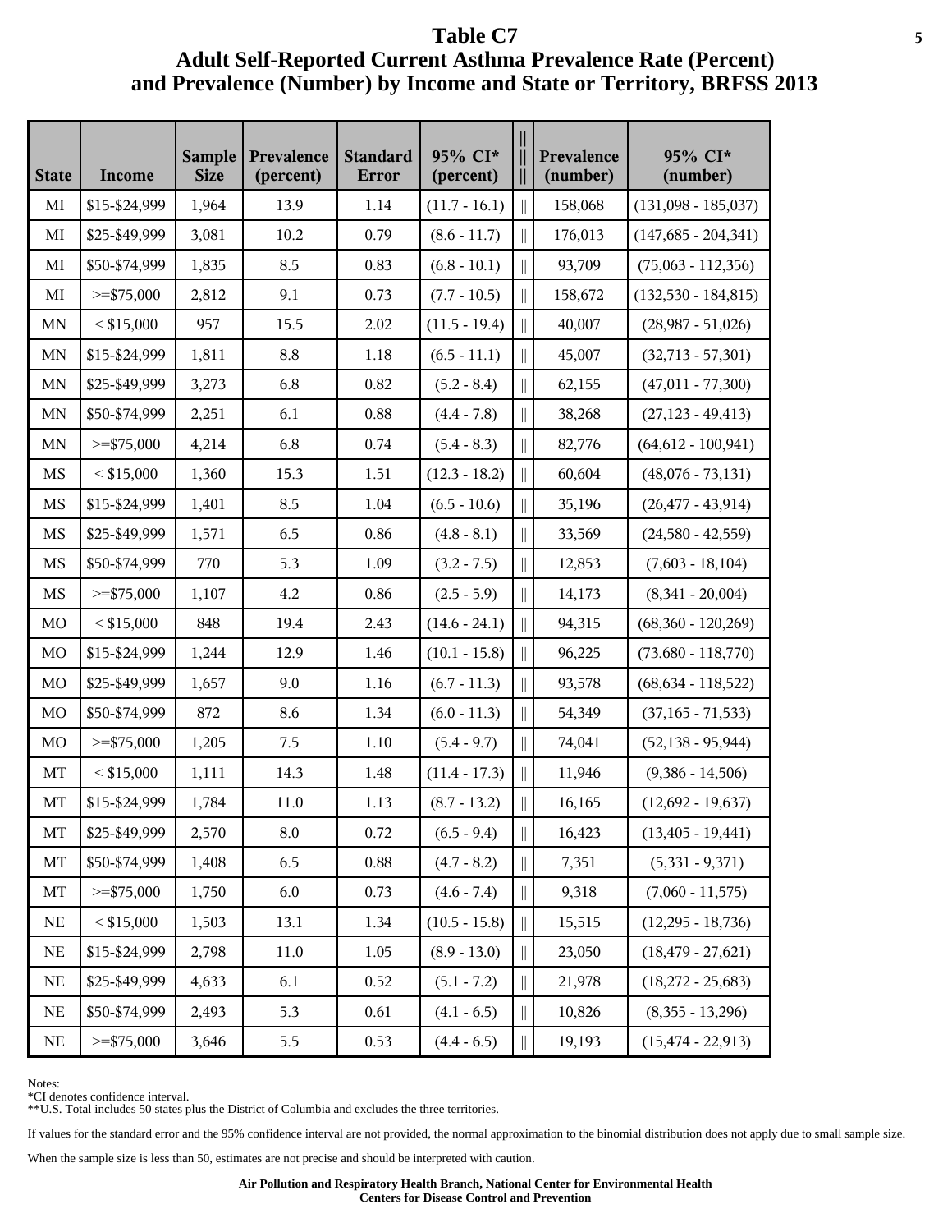# Table C7

## Adult Self-Reported Current Asthma Prevalence Rate (Percent) and Prevalence (Number) by Income and State or Territory, BRFSS 2013

| State | Income | Sample Size | Prevalence (percent) | Standard Error | 95% CI* (percent) | Prevalence (number) | 95% CI* (number) |
|---|---|---|---|---|---|---|---|
| MI | $15-$24,999 | 1,964 | 13.9 | 1.14 | (11.7 - 16.1) | 158,068 | (131,098 - 185,037) |
| MI | $25-$49,999 | 3,081 | 10.2 | 0.79 | (8.6 - 11.7) | 176,013 | (147,685 - 204,341) |
| MI | $50-$74,999 | 1,835 | 8.5 | 0.83 | (6.8 - 10.1) | 93,709 | (75,063 - 112,356) |
| MI | >=$75,000 | 2,812 | 9.1 | 0.73 | (7.7 - 10.5) | 158,672 | (132,530 - 184,815) |
| MN | < $15,000 | 957 | 15.5 | 2.02 | (11.5 - 19.4) | 40,007 | (28,987 - 51,026) |
| MN | $15-$24,999 | 1,811 | 8.8 | 1.18 | (6.5 - 11.1) | 45,007 | (32,713 - 57,301) |
| MN | $25-$49,999 | 3,273 | 6.8 | 0.82 | (5.2 - 8.4) | 62,155 | (47,011 - 77,300) |
| MN | $50-$74,999 | 2,251 | 6.1 | 0.88 | (4.4 - 7.8) | 38,268 | (27,123 - 49,413) |
| MN | >=$75,000 | 4,214 | 6.8 | 0.74 | (5.4 - 8.3) | 82,776 | (64,612 - 100,941) |
| MS | < $15,000 | 1,360 | 15.3 | 1.51 | (12.3 - 18.2) | 60,604 | (48,076 - 73,131) |
| MS | $15-$24,999 | 1,401 | 8.5 | 1.04 | (6.5 - 10.6) | 35,196 | (26,477 - 43,914) |
| MS | $25-$49,999 | 1,571 | 6.5 | 0.86 | (4.8 - 8.1) | 33,569 | (24,580 - 42,559) |
| MS | $50-$74,999 | 770 | 5.3 | 1.09 | (3.2 - 7.5) | 12,853 | (7,603 - 18,104) |
| MS | >=$75,000 | 1,107 | 4.2 | 0.86 | (2.5 - 5.9) | 14,173 | (8,341 - 20,004) |
| MO | < $15,000 | 848 | 19.4 | 2.43 | (14.6 - 24.1) | 94,315 | (68,360 - 120,269) |
| MO | $15-$24,999 | 1,244 | 12.9 | 1.46 | (10.1 - 15.8) | 96,225 | (73,680 - 118,770) |
| MO | $25-$49,999 | 1,657 | 9.0 | 1.16 | (6.7 - 11.3) | 93,578 | (68,634 - 118,522) |
| MO | $50-$74,999 | 872 | 8.6 | 1.34 | (6.0 - 11.3) | 54,349 | (37,165 - 71,533) |
| MO | >=$75,000 | 1,205 | 7.5 | 1.10 | (5.4 - 9.7) | 74,041 | (52,138 - 95,944) |
| MT | < $15,000 | 1,111 | 14.3 | 1.48 | (11.4 - 17.3) | 11,946 | (9,386 - 14,506) |
| MT | $15-$24,999 | 1,784 | 11.0 | 1.13 | (8.7 - 13.2) | 16,165 | (12,692 - 19,637) |
| MT | $25-$49,999 | 2,570 | 8.0 | 0.72 | (6.5 - 9.4) | 16,423 | (13,405 - 19,441) |
| MT | $50-$74,999 | 1,408 | 6.5 | 0.88 | (4.7 - 8.2) | 7,351 | (5,331 - 9,371) |
| MT | >=$75,000 | 1,750 | 6.0 | 0.73 | (4.6 - 7.4) | 9,318 | (7,060 - 11,575) |
| NE | < $15,000 | 1,503 | 13.1 | 1.34 | (10.5 - 15.8) | 15,515 | (12,295 - 18,736) |
| NE | $15-$24,999 | 2,798 | 11.0 | 1.05 | (8.9 - 13.0) | 23,050 | (18,479 - 27,621) |
| NE | $25-$49,999 | 4,633 | 6.1 | 0.52 | (5.1 - 7.2) | 21,978 | (18,272 - 25,683) |
| NE | $50-$74,999 | 2,493 | 5.3 | 0.61 | (4.1 - 6.5) | 10,826 | (8,355 - 13,296) |
| NE | >=$75,000 | 3,646 | 5.5 | 0.53 | (4.4 - 6.5) | 19,193 | (15,474 - 22,913) |

Notes:
*CI denotes confidence interval.
**U.S. Total includes 50 states plus the District of Columbia and excludes the three territories.

If values for the standard error and the 95% confidence interval are not provided, the normal approximation to the binomial distribution does not apply due to small sample size.

When the sample size is less than 50, estimates are not precise and should be interpreted with caution.

Air Pollution and Respiratory Health Branch, National Center for Environmental Health
Centers for Disease Control and Prevention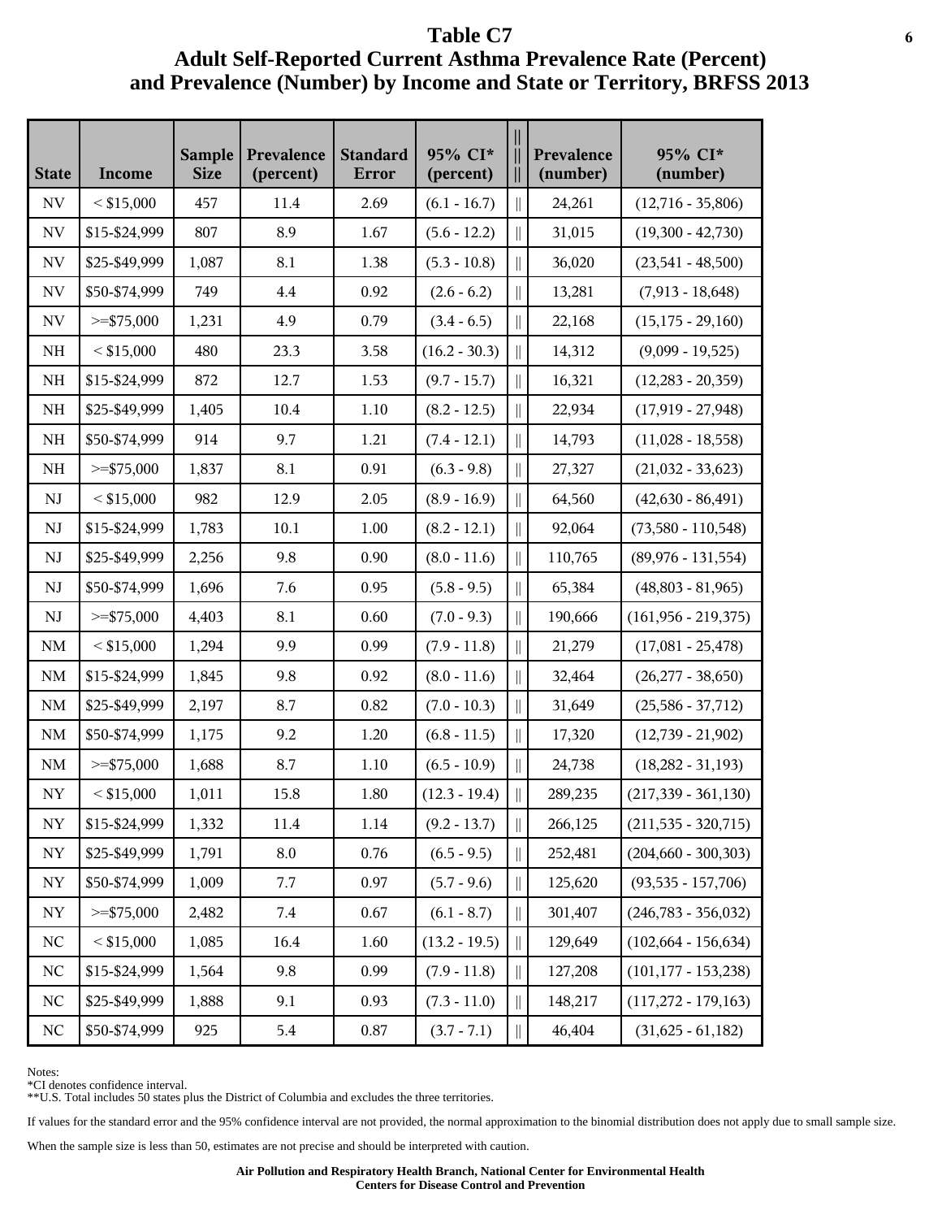# Table C7

## Adult Self-Reported Current Asthma Prevalence Rate (Percent) and Prevalence (Number) by Income and State or Territory, BRFSS 2013

| State | Income | Sample Size | Prevalence (percent) | Standard Error | 95% CI* (percent) | Prevalence (number) | 95% CI* (number) |
|---|---|---|---|---|---|---|---|
| NV | < $15,000 | 457 | 11.4 | 2.69 | (6.1 - 16.7) | 24,261 | (12,716 - 35,806) |
| NV | $15-$24,999 | 807 | 8.9 | 1.67 | (5.6 - 12.2) | 31,015 | (19,300 - 42,730) |
| NV | $25-$49,999 | 1,087 | 8.1 | 1.38 | (5.3 - 10.8) | 36,020 | (23,541 - 48,500) |
| NV | $50-$74,999 | 749 | 4.4 | 0.92 | (2.6 - 6.2) | 13,281 | (7,913 - 18,648) |
| NV | >=$75,000 | 1,231 | 4.9 | 0.79 | (3.4 - 6.5) | 22,168 | (15,175 - 29,160) |
| NH | < $15,000 | 480 | 23.3 | 3.58 | (16.2 - 30.3) | 14,312 | (9,099 - 19,525) |
| NH | $15-$24,999 | 872 | 12.7 | 1.53 | (9.7 - 15.7) | 16,321 | (12,283 - 20,359) |
| NH | $25-$49,999 | 1,405 | 10.4 | 1.10 | (8.2 - 12.5) | 22,934 | (17,919 - 27,948) |
| NH | $50-$74,999 | 914 | 9.7 | 1.21 | (7.4 - 12.1) | 14,793 | (11,028 - 18,558) |
| NH | >=$75,000 | 1,837 | 8.1 | 0.91 | (6.3 - 9.8) | 27,327 | (21,032 - 33,623) |
| NJ | < $15,000 | 982 | 12.9 | 2.05 | (8.9 - 16.9) | 64,560 | (42,630 - 86,491) |
| NJ | $15-$24,999 | 1,783 | 10.1 | 1.00 | (8.2 - 12.1) | 92,064 | (73,580 - 110,548) |
| NJ | $25-$49,999 | 2,256 | 9.8 | 0.90 | (8.0 - 11.6) | 110,765 | (89,976 - 131,554) |
| NJ | $50-$74,999 | 1,696 | 7.6 | 0.95 | (5.8 - 9.5) | 65,384 | (48,803 - 81,965) |
| NJ | >=$75,000 | 4,403 | 8.1 | 0.60 | (7.0 - 9.3) | 190,666 | (161,956 - 219,375) |
| NM | < $15,000 | 1,294 | 9.9 | 0.99 | (7.9 - 11.8) | 21,279 | (17,081 - 25,478) |
| NM | $15-$24,999 | 1,845 | 9.8 | 0.92 | (8.0 - 11.6) | 32,464 | (26,277 - 38,650) |
| NM | $25-$49,999 | 2,197 | 8.7 | 0.82 | (7.0 - 10.3) | 31,649 | (25,586 - 37,712) |
| NM | $50-$74,999 | 1,175 | 9.2 | 1.20 | (6.8 - 11.5) | 17,320 | (12,739 - 21,902) |
| NM | >=$75,000 | 1,688 | 8.7 | 1.10 | (6.5 - 10.9) | 24,738 | (18,282 - 31,193) |
| NY | < $15,000 | 1,011 | 15.8 | 1.80 | (12.3 - 19.4) | 289,235 | (217,339 - 361,130) |
| NY | $15-$24,999 | 1,332 | 11.4 | 1.14 | (9.2 - 13.7) | 266,125 | (211,535 - 320,715) |
| NY | $25-$49,999 | 1,791 | 8.0 | 0.76 | (6.5 - 9.5) | 252,481 | (204,660 - 300,303) |
| NY | $50-$74,999 | 1,009 | 7.7 | 0.97 | (5.7 - 9.6) | 125,620 | (93,535 - 157,706) |
| NY | >=$75,000 | 2,482 | 7.4 | 0.67 | (6.1 - 8.7) | 301,407 | (246,783 - 356,032) |
| NC | < $15,000 | 1,085 | 16.4 | 1.60 | (13.2 - 19.5) | 129,649 | (102,664 - 156,634) |
| NC | $15-$24,999 | 1,564 | 9.8 | 0.99 | (7.9 - 11.8) | 127,208 | (101,177 - 153,238) |
| NC | $25-$49,999 | 1,888 | 9.1 | 0.93 | (7.3 - 11.0) | 148,217 | (117,272 - 179,163) |
| NC | $50-$74,999 | 925 | 5.4 | 0.87 | (3.7 - 7.1) | 46,404 | (31,625 - 61,182) |

Notes:
*CI denotes confidence interval.
**U.S. Total includes 50 states plus the District of Columbia and excludes the three territories.

If values for the standard error and the 95% confidence interval are not provided, the normal approximation to the binomial distribution does not apply due to small sample size.

When the sample size is less than 50, estimates are not precise and should be interpreted with caution.

Air Pollution and Respiratory Health Branch, National Center for Environmental Health
Centers for Disease Control and Prevention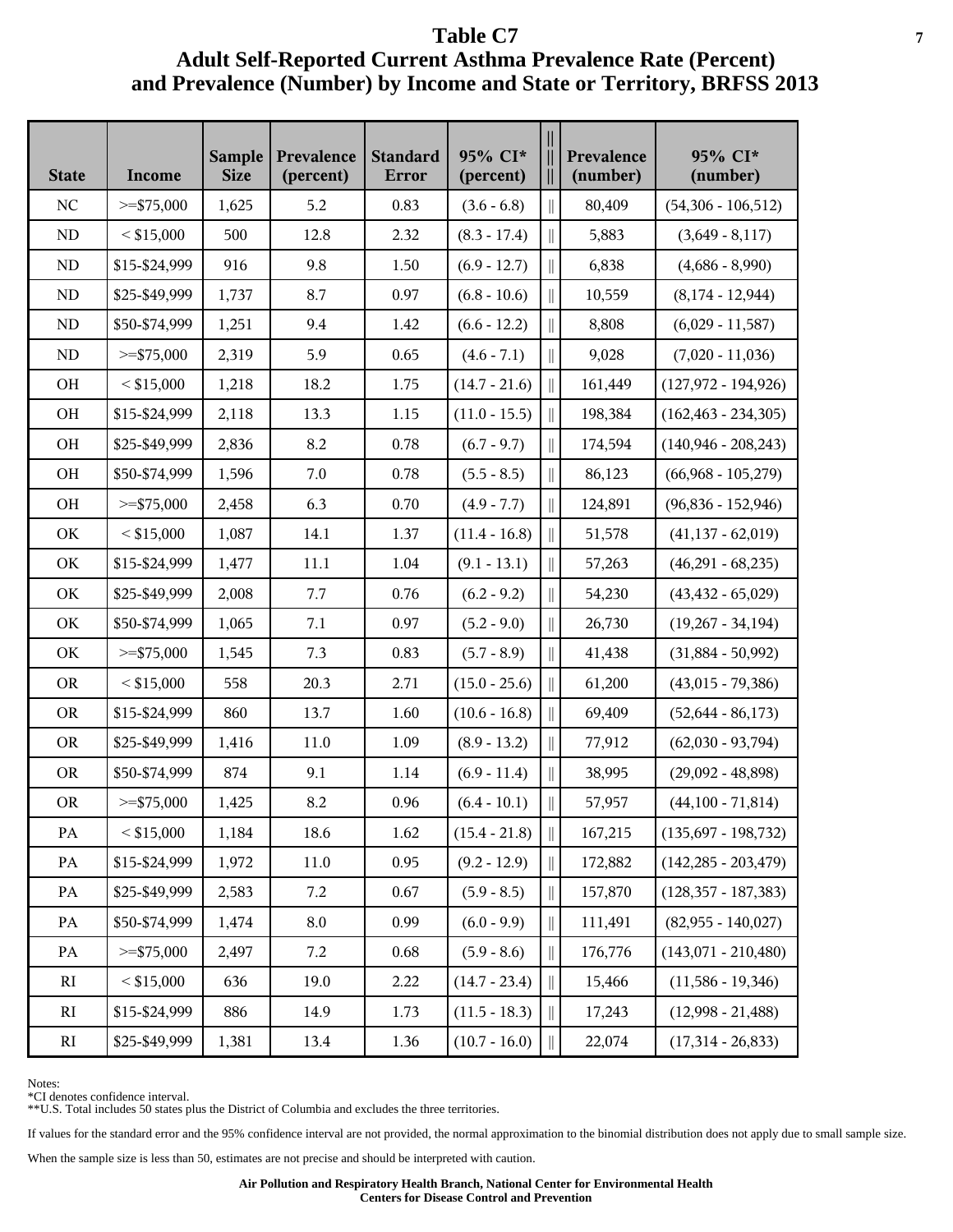# Table C7

## Adult Self-Reported Current Asthma Prevalence Rate (Percent) and Prevalence (Number) by Income and State or Territory, BRFSS 2013

| State | Income | Sample Size | Prevalence (percent) | Standard Error | 95% CI* (percent) | Prevalence (number) | 95% CI* (number) |
|---|---|---|---|---|---|---|---|
| NC | >=$75,000 | 1,625 | 5.2 | 0.83 | (3.6 - 6.8) | 80,409 | (54,306 - 106,512) |
| ND | < $15,000 | 500 | 12.8 | 2.32 | (8.3 - 17.4) | 5,883 | (3,649 - 8,117) |
| ND | $15-$24,999 | 916 | 9.8 | 1.50 | (6.9 - 12.7) | 6,838 | (4,686 - 8,990) |
| ND | $25-$49,999 | 1,737 | 8.7 | 0.97 | (6.8 - 10.6) | 10,559 | (8,174 - 12,944) |
| ND | $50-$74,999 | 1,251 | 9.4 | 1.42 | (6.6 - 12.2) | 8,808 | (6,029 - 11,587) |
| ND | >=$75,000 | 2,319 | 5.9 | 0.65 | (4.6 - 7.1) | 9,028 | (7,020 - 11,036) |
| OH | < $15,000 | 1,218 | 18.2 | 1.75 | (14.7 - 21.6) | 161,449 | (127,972 - 194,926) |
| OH | $15-$24,999 | 2,118 | 13.3 | 1.15 | (11.0 - 15.5) | 198,384 | (162,463 - 234,305) |
| OH | $25-$49,999 | 2,836 | 8.2 | 0.78 | (6.7 - 9.7) | 174,594 | (140,946 - 208,243) |
| OH | $50-$74,999 | 1,596 | 7.0 | 0.78 | (5.5 - 8.5) | 86,123 | (66,968 - 105,279) |
| OH | >=$75,000 | 2,458 | 6.3 | 0.70 | (4.9 - 7.7) | 124,891 | (96,836 - 152,946) |
| OK | < $15,000 | 1,087 | 14.1 | 1.37 | (11.4 - 16.8) | 51,578 | (41,137 - 62,019) |
| OK | $15-$24,999 | 1,477 | 11.1 | 1.04 | (9.1 - 13.1) | 57,263 | (46,291 - 68,235) |
| OK | $25-$49,999 | 2,008 | 7.7 | 0.76 | (6.2 - 9.2) | 54,230 | (43,432 - 65,029) |
| OK | $50-$74,999 | 1,065 | 7.1 | 0.97 | (5.2 - 9.0) | 26,730 | (19,267 - 34,194) |
| OK | >=$75,000 | 1,545 | 7.3 | 0.83 | (5.7 - 8.9) | 41,438 | (31,884 - 50,992) |
| OR | < $15,000 | 558 | 20.3 | 2.71 | (15.0 - 25.6) | 61,200 | (43,015 - 79,386) |
| OR | $15-$24,999 | 860 | 13.7 | 1.60 | (10.6 - 16.8) | 69,409 | (52,644 - 86,173) |
| OR | $25-$49,999 | 1,416 | 11.0 | 1.09 | (8.9 - 13.2) | 77,912 | (62,030 - 93,794) |
| OR | $50-$74,999 | 874 | 9.1 | 1.14 | (6.9 - 11.4) | 38,995 | (29,092 - 48,898) |
| OR | >=$75,000 | 1,425 | 8.2 | 0.96 | (6.4 - 10.1) | 57,957 | (44,100 - 71,814) |
| PA | < $15,000 | 1,184 | 18.6 | 1.62 | (15.4 - 21.8) | 167,215 | (135,697 - 198,732) |
| PA | $15-$24,999 | 1,972 | 11.0 | 0.95 | (9.2 - 12.9) | 172,882 | (142,285 - 203,479) |
| PA | $25-$49,999 | 2,583 | 7.2 | 0.67 | (5.9 - 8.5) | 157,870 | (128,357 - 187,383) |
| PA | $50-$74,999 | 1,474 | 8.0 | 0.99 | (6.0 - 9.9) | 111,491 | (82,955 - 140,027) |
| PA | >=$75,000 | 2,497 | 7.2 | 0.68 | (5.9 - 8.6) | 176,776 | (143,071 - 210,480) |
| RI | < $15,000 | 636 | 19.0 | 2.22 | (14.7 - 23.4) | 15,466 | (11,586 - 19,346) |
| RI | $15-$24,999 | 886 | 14.9 | 1.73 | (11.5 - 18.3) | 17,243 | (12,998 - 21,488) |
| RI | $25-$49,999 | 1,381 | 13.4 | 1.36 | (10.7 - 16.0) | 22,074 | (17,314 - 26,833) |

Notes:
*CI denotes confidence interval.
**U.S. Total includes 50 states plus the District of Columbia and excludes the three territories.

If values for the standard error and the 95% confidence interval are not provided, the normal approximation to the binomial distribution does not apply due to small sample size.

When the sample size is less than 50, estimates are not precise and should be interpreted with caution.

**Air Pollution and Respiratory Health Branch, National Center for Environmental Health**
**Centers for Disease Control and Prevention**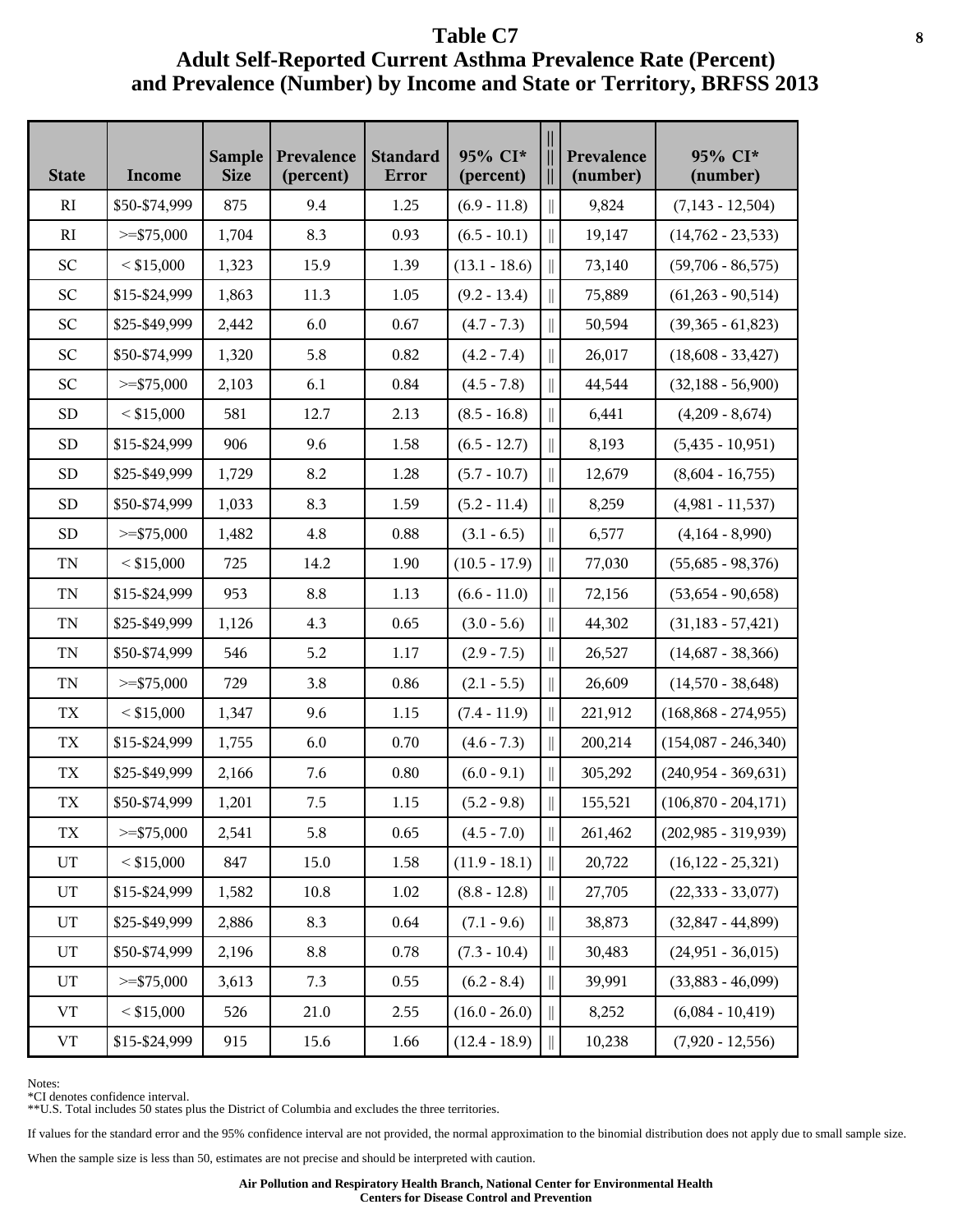# Table C7

## Adult Self-Reported Current Asthma Prevalence Rate (Percent) and Prevalence (Number) by Income and State or Territory, BRFSS 2013

| State | Income | Sample Size | Prevalence (percent) | Standard Error | 95% CI* (percent) | Prevalence (number) | 95% CI* (number) |
|---|---|---|---|---|---|---|---|
| RI | $50-$74,999 | 875 | 9.4 | 1.25 | (6.9 - 11.8) | 9,824 | (7,143 - 12,504) |
| RI | >=$75,000 | 1,704 | 8.3 | 0.93 | (6.5 - 10.1) | 19,147 | (14,762 - 23,533) |
| SC | < $15,000 | 1,323 | 15.9 | 1.39 | (13.1 - 18.6) | 73,140 | (59,706 - 86,575) |
| SC | $15-$24,999 | 1,863 | 11.3 | 1.05 | (9.2 - 13.4) | 75,889 | (61,263 - 90,514) |
| SC | $25-$49,999 | 2,442 | 6.0 | 0.67 | (4.7 - 7.3) | 50,594 | (39,365 - 61,823) |
| SC | $50-$74,999 | 1,320 | 5.8 | 0.82 | (4.2 - 7.4) | 26,017 | (18,608 - 33,427) |
| SC | >=$75,000 | 2,103 | 6.1 | 0.84 | (4.5 - 7.8) | 44,544 | (32,188 - 56,900) |
| SD | < $15,000 | 581 | 12.7 | 2.13 | (8.5 - 16.8) | 6,441 | (4,209 - 8,674) |
| SD | $15-$24,999 | 906 | 9.6 | 1.58 | (6.5 - 12.7) | 8,193 | (5,435 - 10,951) |
| SD | $25-$49,999 | 1,729 | 8.2 | 1.28 | (5.7 - 10.7) | 12,679 | (8,604 - 16,755) |
| SD | $50-$74,999 | 1,033 | 8.3 | 1.59 | (5.2 - 11.4) | 8,259 | (4,981 - 11,537) |
| SD | >=$75,000 | 1,482 | 4.8 | 0.88 | (3.1 - 6.5) | 6,577 | (4,164 - 8,990) |
| TN | < $15,000 | 725 | 14.2 | 1.90 | (10.5 - 17.9) | 77,030 | (55,685 - 98,376) |
| TN | $15-$24,999 | 953 | 8.8 | 1.13 | (6.6 - 11.0) | 72,156 | (53,654 - 90,658) |
| TN | $25-$49,999 | 1,126 | 4.3 | 0.65 | (3.0 - 5.6) | 44,302 | (31,183 - 57,421) |
| TN | $50-$74,999 | 546 | 5.2 | 1.17 | (2.9 - 7.5) | 26,527 | (14,687 - 38,366) |
| TN | >=$75,000 | 729 | 3.8 | 0.86 | (2.1 - 5.5) | 26,609 | (14,570 - 38,648) |
| TX | < $15,000 | 1,347 | 9.6 | 1.15 | (7.4 - 11.9) | 221,912 | (168,868 - 274,955) |
| TX | $15-$24,999 | 1,755 | 6.0 | 0.70 | (4.6 - 7.3) | 200,214 | (154,087 - 246,340) |
| TX | $25-$49,999 | 2,166 | 7.6 | 0.80 | (6.0 - 9.1) | 305,292 | (240,954 - 369,631) |
| TX | $50-$74,999 | 1,201 | 7.5 | 1.15 | (5.2 - 9.8) | 155,521 | (106,870 - 204,171) |
| TX | >=$75,000 | 2,541 | 5.8 | 0.65 | (4.5 - 7.0) | 261,462 | (202,985 - 319,939) |
| UT | < $15,000 | 847 | 15.0 | 1.58 | (11.9 - 18.1) | 20,722 | (16,122 - 25,321) |
| UT | $15-$24,999 | 1,582 | 10.8 | 1.02 | (8.8 - 12.8) | 27,705 | (22,333 - 33,077) |
| UT | $25-$49,999 | 2,886 | 8.3 | 0.64 | (7.1 - 9.6) | 38,873 | (32,847 - 44,899) |
| UT | $50-$74,999 | 2,196 | 8.8 | 0.78 | (7.3 - 10.4) | 30,483 | (24,951 - 36,015) |
| UT | >=$75,000 | 3,613 | 7.3 | 0.55 | (6.2 - 8.4) | 39,991 | (33,883 - 46,099) |
| VT | < $15,000 | 526 | 21.0 | 2.55 | (16.0 - 26.0) | 8,252 | (6,084 - 10,419) |
| VT | $15-$24,999 | 915 | 15.6 | 1.66 | (12.4 - 18.9) | 10,238 | (7,920 - 12,556) |

Notes:

*CI denotes confidence interval.

**U.S. Total includes 50 states plus the District of Columbia and excludes the three territories.

If values for the standard error and the 95% confidence interval are not provided, the normal approximation to the binomial distribution does not apply due to small sample size.

When the sample size is less than 50, estimates are not precise and should be interpreted with caution.

**Air Pollution and Respiratory Health Branch, National Center for Environmental Health**
**Centers for Disease Control and Prevention**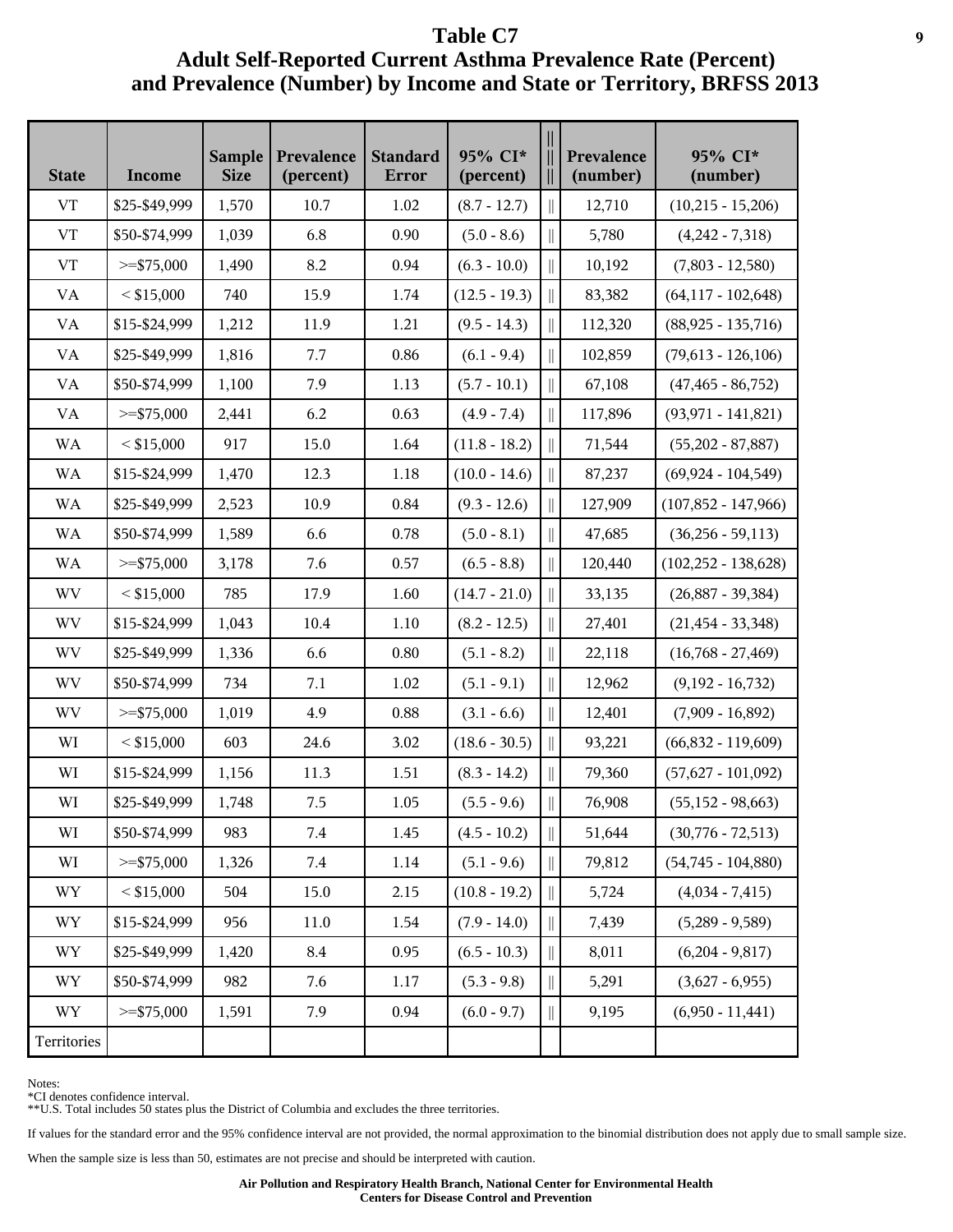# Table C7

## Adult Self-Reported Current Asthma Prevalence Rate (Percent) and Prevalence (Number) by Income and State or Territory, BRFSS 2013

| State | Income | Sample Size | Prevalence (percent) | Standard Error | 95% CI* (percent) | ‖ | Prevalence (number) | 95% CI* (number) |
|---|---|---|---|---|---|---|---|---|
| VT | $25-$49,999 | 1,570 | 10.7 | 1.02 | (8.7 - 12.7) | ‖ | 12,710 | (10,215 - 15,206) |
| VT | $50-$74,999 | 1,039 | 6.8 | 0.90 | (5.0 - 8.6) | ‖ | 5,780 | (4,242 - 7,318) |
| VT | >=$75,000 | 1,490 | 8.2 | 0.94 | (6.3 - 10.0) | ‖ | 10,192 | (7,803 - 12,580) |
| VA | < $15,000 | 740 | 15.9 | 1.74 | (12.5 - 19.3) | ‖ | 83,382 | (64,117 - 102,648) |
| VA | $15-$24,999 | 1,212 | 11.9 | 1.21 | (9.5 - 14.3) | ‖ | 112,320 | (88,925 - 135,716) |
| VA | $25-$49,999 | 1,816 | 7.7 | 0.86 | (6.1 - 9.4) | ‖ | 102,859 | (79,613 - 126,106) |
| VA | $50-$74,999 | 1,100 | 7.9 | 1.13 | (5.7 - 10.1) | ‖ | 67,108 | (47,465 - 86,752) |
| VA | >=$75,000 | 2,441 | 6.2 | 0.63 | (4.9 - 7.4) | ‖ | 117,896 | (93,971 - 141,821) |
| WA | < $15,000 | 917 | 15.0 | 1.64 | (11.8 - 18.2) | ‖ | 71,544 | (55,202 - 87,887) |
| WA | $15-$24,999 | 1,470 | 12.3 | 1.18 | (10.0 - 14.6) | ‖ | 87,237 | (69,924 - 104,549) |
| WA | $25-$49,999 | 2,523 | 10.9 | 0.84 | (9.3 - 12.6) | ‖ | 127,909 | (107,852 - 147,966) |
| WA | $50-$74,999 | 1,589 | 6.6 | 0.78 | (5.0 - 8.1) | ‖ | 47,685 | (36,256 - 59,113) |
| WA | >=$75,000 | 3,178 | 7.6 | 0.57 | (6.5 - 8.8) | ‖ | 120,440 | (102,252 - 138,628) |
| WV | < $15,000 | 785 | 17.9 | 1.60 | (14.7 - 21.0) | ‖ | 33,135 | (26,887 - 39,384) |
| WV | $15-$24,999 | 1,043 | 10.4 | 1.10 | (8.2 - 12.5) | ‖ | 27,401 | (21,454 - 33,348) |
| WV | $25-$49,999 | 1,336 | 6.6 | 0.80 | (5.1 - 8.2) | ‖ | 22,118 | (16,768 - 27,469) |
| WV | $50-$74,999 | 734 | 7.1 | 1.02 | (5.1 - 9.1) | ‖ | 12,962 | (9,192 - 16,732) |
| WV | >=$75,000 | 1,019 | 4.9 | 0.88 | (3.1 - 6.6) | ‖ | 12,401 | (7,909 - 16,892) |
| WI | < $15,000 | 603 | 24.6 | 3.02 | (18.6 - 30.5) | ‖ | 93,221 | (66,832 - 119,609) |
| WI | $15-$24,999 | 1,156 | 11.3 | 1.51 | (8.3 - 14.2) | ‖ | 79,360 | (57,627 - 101,092) |
| WI | $25-$49,999 | 1,748 | 7.5 | 1.05 | (5.5 - 9.6) | ‖ | 76,908 | (55,152 - 98,663) |
| WI | $50-$74,999 | 983 | 7.4 | 1.45 | (4.5 - 10.2) | ‖ | 51,644 | (30,776 - 72,513) |
| WI | >=$75,000 | 1,326 | 7.4 | 1.14 | (5.1 - 9.6) | ‖ | 79,812 | (54,745 - 104,880) |
| WY | < $15,000 | 504 | 15.0 | 2.15 | (10.8 - 19.2) | ‖ | 5,724 | (4,034 - 7,415) |
| WY | $15-$24,999 | 956 | 11.0 | 1.54 | (7.9 - 14.0) | ‖ | 7,439 | (5,289 - 9,589) |
| WY | $25-$49,999 | 1,420 | 8.4 | 0.95 | (6.5 - 10.3) | ‖ | 8,011 | (6,204 - 9,817) |
| WY | $50-$74,999 | 982 | 7.6 | 1.17 | (5.3 - 9.8) | ‖ | 5,291 | (3,627 - 6,955) |
| WY | >=$75,000 | 1,591 | 7.9 | 0.94 | (6.0 - 9.7) | ‖ | 9,195 | (6,950 - 11,441) |
| Territories | | | | | | | | |

Notes:
*CI denotes confidence interval.
**U.S. Total includes 50 states plus the District of Columbia and excludes the three territories.

If values for the standard error and the 95% confidence interval are not provided, the normal approximation to the binomial distribution does not apply due to small sample size.

When the sample size is less than 50, estimates are not precise and should be interpreted with caution.

**Air Pollution and Respiratory Health Branch, National Center for Environmental Health**
**Centers for Disease Control and Prevention**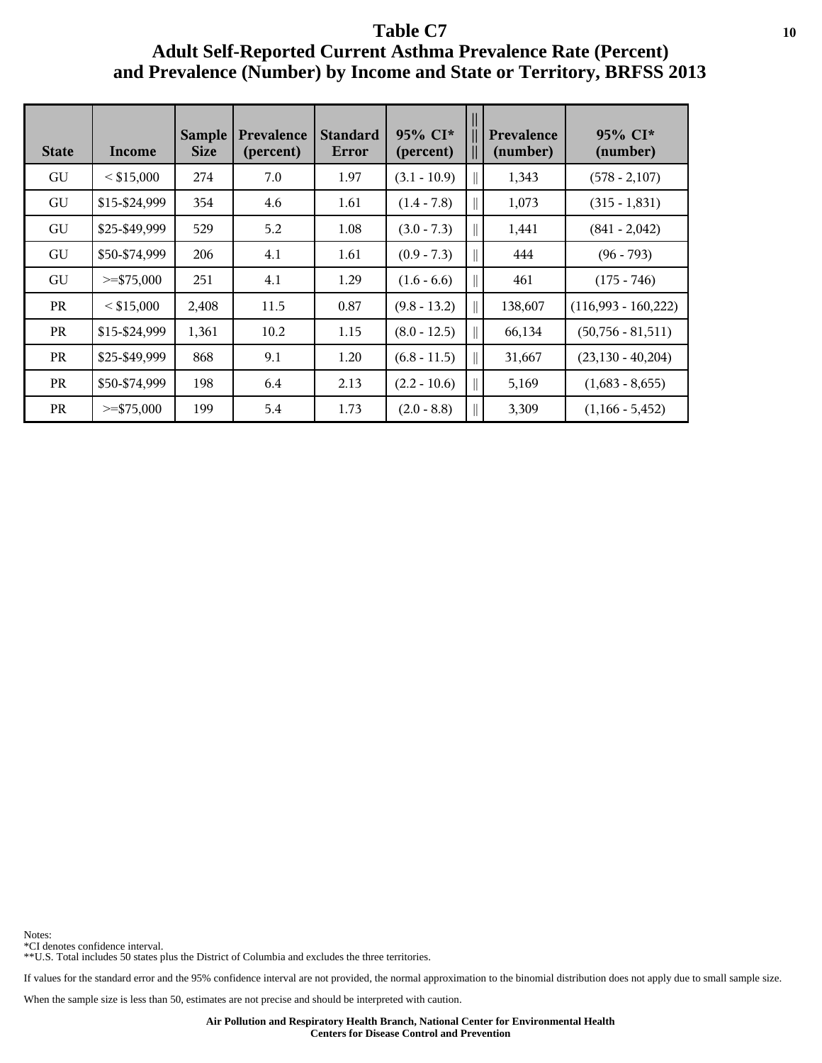# Table C7

## Adult Self-Reported Current Asthma Prevalence Rate (Percent) and Prevalence (Number) by Income and State or Territory, BRFSS 2013

| State | Income | Sample Size | Prevalence (percent) | Standard Error | 95% CI* (percent) | ‖ | Prevalence (number) | 95% CI* (number) |
|---|---|---|---|---|---|---|---|---|
| GU | < $15,000 | 274 | 7.0 | 1.97 | (3.1 - 10.9) | ‖ | 1,343 | (578 - 2,107) |
| GU | $15-$24,999 | 354 | 4.6 | 1.61 | (1.4 - 7.8) | ‖ | 1,073 | (315 - 1,831) |
| GU | $25-$49,999 | 529 | 5.2 | 1.08 | (3.0 - 7.3) | ‖ | 1,441 | (841 - 2,042) |
| GU | $50-$74,999 | 206 | 4.1 | 1.61 | (0.9 - 7.3) | ‖ | 444 | (96 - 793) |
| GU | >=$75,000 | 251 | 4.1 | 1.29 | (1.6 - 6.6) | ‖ | 461 | (175 - 746) |
| PR | < $15,000 | 2,408 | 11.5 | 0.87 | (9.8 - 13.2) | ‖ | 138,607 | (116,993 - 160,222) |
| PR | $15-$24,999 | 1,361 | 10.2 | 1.15 | (8.0 - 12.5) | ‖ | 66,134 | (50,756 - 81,511) |
| PR | $25-$49,999 | 868 | 9.1 | 1.20 | (6.8 - 11.5) | ‖ | 31,667 | (23,130 - 40,204) |
| PR | $50-$74,999 | 198 | 6.4 | 2.13 | (2.2 - 10.6) | ‖ | 5,169 | (1,683 - 8,655) |
| PR | >=$75,000 | 199 | 5.4 | 1.73 | (2.0 - 8.8) | ‖ | 3,309 | (1,166 - 5,452) |

Notes:
*CI denotes confidence interval.
**U.S. Total includes 50 states plus the District of Columbia and excludes the three territories.

If values for the standard error and the 95% confidence interval are not provided, the normal approximation to the binomial distribution does not apply due to small sample size.

When the sample size is less than 50, estimates are not precise and should be interpreted with caution.

**Air Pollution and Respiratory Health Branch, National Center for Environmental Health**
**Centers for Disease Control and Prevention**